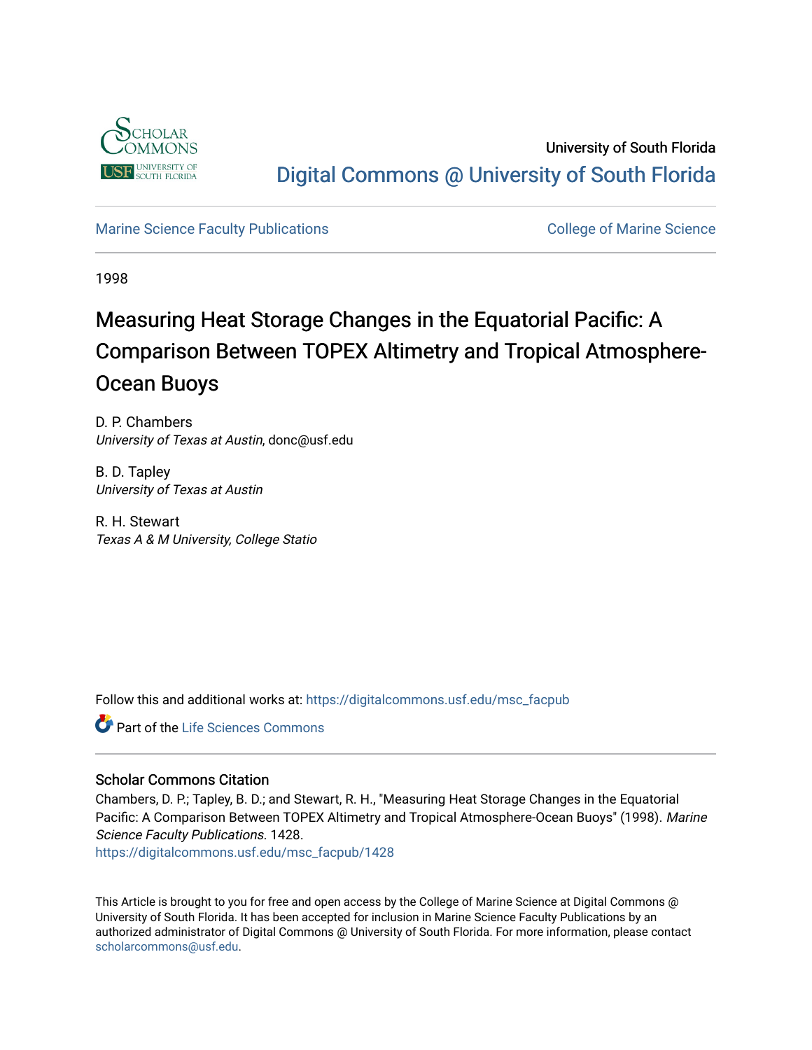University of South Florida

Digital Commons @ University of South Florida

Marine Science Faculty Publications

College of Marine Science

1998

# Measuring Heat Storage Changes in the Equatorial Pacific: A Comparison Between TOPEX Altimetry and Tropical Atmosphere-Ocean Buoys

D. P. Chambers
*University of Texas at Austin*, donc@usf.edu

B. D. Tapley
*University of Texas at Austin*

R. H. Stewart
*Texas A & M University, College Statio*

Follow this and additional works at: https://digitalcommons.usf.edu/msc_facpub

Part of the Life Sciences Commons

## Scholar Commons Citation

Chambers, D. P.; Tapley, B. D.; and Stewart, R. H., "Measuring Heat Storage Changes in the Equatorial Pacific: A Comparison Between TOPEX Altimetry and Tropical Atmosphere-Ocean Buoys" (1998). *Marine Science Faculty Publications*. 1428.
https://digitalcommons.usf.edu/msc_facpub/1428

This Article is brought to you for free and open access by the College of Marine Science at Digital Commons @ University of South Florida. It has been accepted for inclusion in Marine Science Faculty Publications by an authorized administrator of Digital Commons @ University of South Florida. For more information, please contact scholarcommons@usf.edu.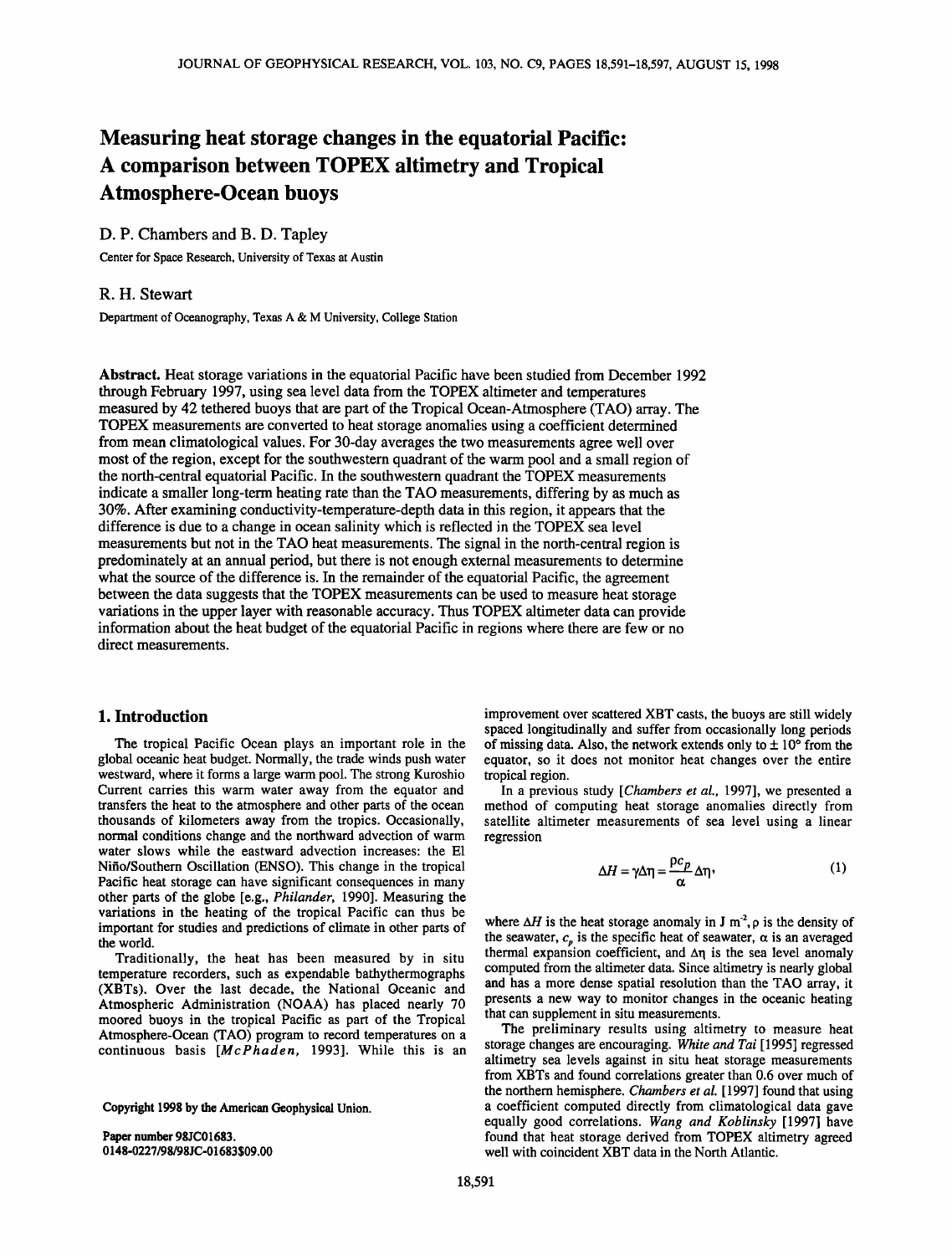# Measuring heat storage changes in the equatorial Pacific: A comparison between TOPEX altimetry and Tropical Atmosphere-Ocean buoys

D. P. Chambers and B. D. Tapley

Center for Space Research, University of Texas at Austin

R. H. Stewart

Department of Oceanography, Texas A & M University, College Station

**Abstract.** Heat storage variations in the equatorial Pacific have been studied from December 1992 through February 1997, using sea level data from the TOPEX altimeter and temperatures measured by 42 tethered buoys that are part of the Tropical Ocean-Atmosphere (TAO) array. The TOPEX measurements are converted to heat storage anomalies using a coefficient determined from mean climatological values. For 30-day averages the two measurements agree well over most of the region, except for the southwestern quadrant of the warm pool and a small region of the north-central equatorial Pacific. In the southwestern quadrant the TOPEX measurements indicate a smaller long-term heating rate than the TAO measurements, differing by as much as 30%. After examining conductivity-temperature-depth data in this region, it appears that the difference is due to a change in ocean salinity which is reflected in the TOPEX sea level measurements but not in the TAO heat measurements. The signal in the north-central region is predominately at an annual period, but there is not enough external measurements to determine what the source of the difference is. In the remainder of the equatorial Pacific, the agreement between the data suggests that the TOPEX measurements can be used to measure heat storage variations in the upper layer with reasonable accuracy. Thus TOPEX altimeter data can provide information about the heat budget of the equatorial Pacific in regions where there are few or no direct measurements.

## 1. Introduction

The tropical Pacific Ocean plays an important role in the global oceanic heat budget. Normally, the trade winds push water westward, where it forms a large warm pool. The strong Kuroshio Current carries this warm water away from the equator and transfers the heat to the atmosphere and other parts of the ocean thousands of kilometers away from the tropics. Occasionally, normal conditions change and the northward advection of warm water slows while the eastward advection increases: the El Niño/Southern Oscillation (ENSO). This change in the tropical Pacific heat storage can have significant consequences in many other parts of the globe [e.g., *Philander*, 1990]. Measuring the variations in the heating of the tropical Pacific can thus be important for studies and predictions of climate in other parts of the world.

Traditionally, the heat has been measured by in situ temperature recorders, such as expendable bathythermographs (XBTs). Over the last decade, the National Oceanic and Atmospheric Administration (NOAA) has placed nearly 70 moored buoys in the tropical Pacific as part of the Tropical Atmosphere-Ocean (TAO) program to record temperatures on a continuous basis [*McPhaden*, 1993]. While this is an improvement over scattered XBT casts, the buoys are still widely spaced longitudinally and suffer from occasionally long periods of missing data. Also, the network extends only to ± 10° from the equator, so it does not monitor heat changes over the entire tropical region.

In a previous study [*Chambers et al.*, 1997], we presented a method of computing heat storage anomalies directly from satellite altimeter measurements of sea level using a linear regression

$$\Delta H = \gamma \Delta \eta = \frac{\rho c_p}{\alpha} \Delta \eta, \qquad (1)$$

where $\Delta H$ is the heat storage anomaly in J m$^{-2}$, $\rho$ is the density of the seawater, $c_p$ is the specific heat of seawater, $\alpha$ is an averaged thermal expansion coefficient, and $\Delta\eta$ is the sea level anomaly computed from the altimeter data. Since altimetry is nearly global and has a more dense spatial resolution than the TAO array, it presents a new way to monitor changes in the oceanic heating that can supplement in situ measurements.

The preliminary results using altimetry to measure heat storage changes are encouraging. *White and Tai* [1995] regressed altimetry sea levels against in situ heat storage measurements from XBTs and found correlations greater than 0.6 over much of the northern hemisphere. *Chambers et al.* [1997] found that using a coefficient computed directly from climatological data gave equally good correlations. *Wang and Koblinsky* [1997] have found that heat storage derived from TOPEX altimetry agreed well with coincident XBT data in the North Atlantic.

Copyright 1998 by the American Geophysical Union.

Paper number 98JC01683.
0148-0227/98/98JC-01683$09.00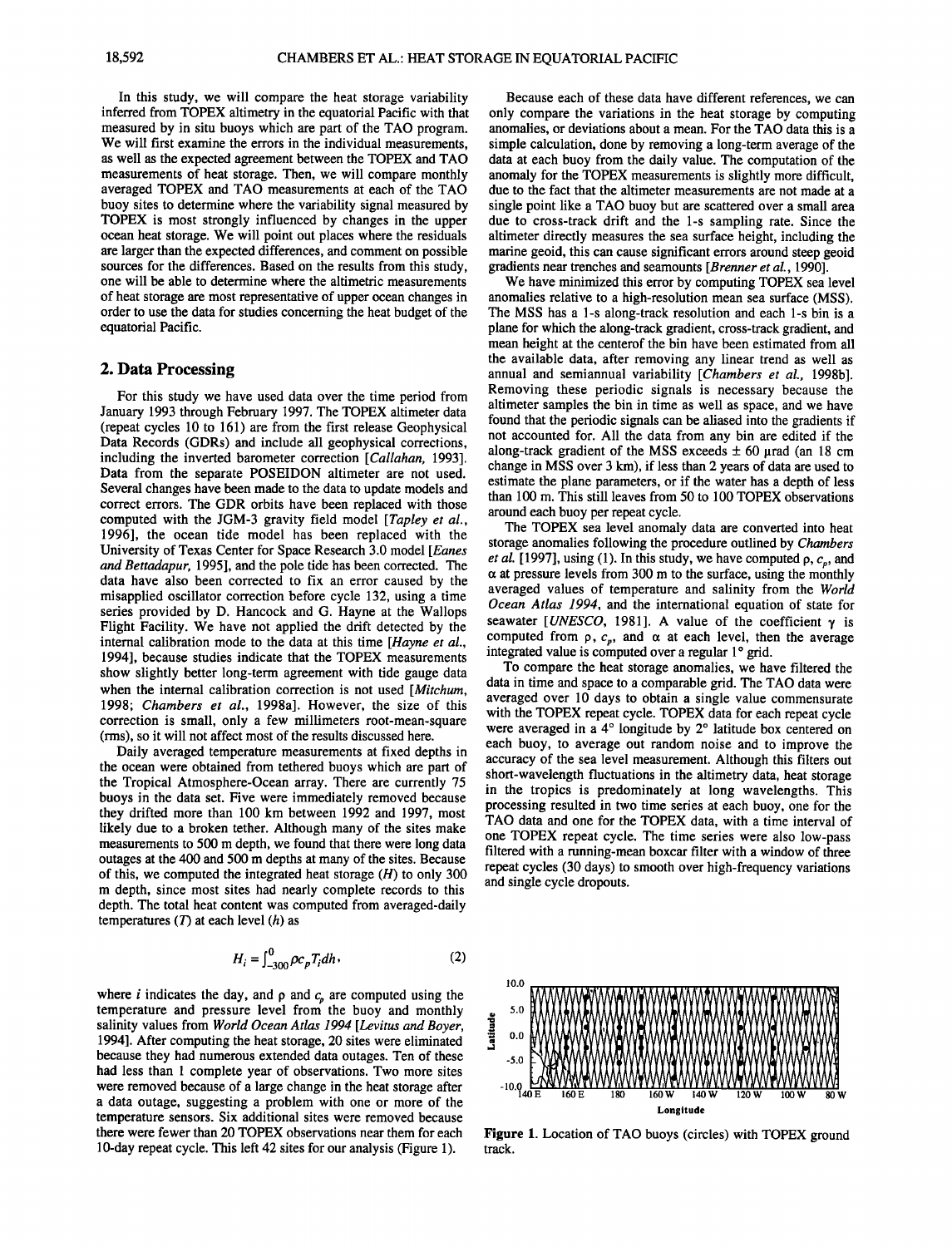In this study, we will compare the heat storage variability inferred from TOPEX altimetry in the equatorial Pacific with that measured by in situ buoys which are part of the TAO program. We will first examine the errors in the individual measurements, as well as the expected agreement between the TOPEX and TAO measurements of heat storage. Then, we will compare monthly averaged TOPEX and TAO measurements at each of the TAO buoy sites to determine where the variability signal measured by TOPEX is most strongly influenced by changes in the upper ocean heat storage. We will point out places where the residuals are larger than the expected differences, and comment on possible sources for the differences. Based on the results from this study, one will be able to determine where the altimetric measurements of heat storage are most representative of upper ocean changes in order to use the data for studies concerning the heat budget of the equatorial Pacific.

## 2. Data Processing

For this study we have used data over the time period from January 1993 through February 1997. The TOPEX altimeter data (repeat cycles 10 to 161) are from the first release Geophysical Data Records (GDRs) and include all geophysical corrections, including the inverted barometer correction [*Callahan,* 1993]. Data from the separate POSEIDON altimeter are not used. Several changes have been made to the data to update models and correct errors. The GDR orbits have been replaced with those computed with the JGM-3 gravity field model [*Tapley et al.*, 1996], the ocean tide model has been replaced with the University of Texas Center for Space Research 3.0 model [*Eanes and Bettadapur,* 1995], and the pole tide has been corrected. The data have also been corrected to fix an error caused by the misapplied oscillator correction before cycle 132, using a time series provided by D. Hancock and G. Hayne at the Wallops Flight Facility. We have not applied the drift detected by the internal calibration mode to the data at this time [*Hayne et al.*, 1994], because studies indicate that the TOPEX measurements show slightly better long-term agreement with tide gauge data when the internal calibration correction is not used [*Mitchum,* 1998; *Chambers et al.*, 1998a]. However, the size of this correction is small, only a few millimeters root-mean-square (rms), so it will not affect most of the results discussed here.

Daily averaged temperature measurements at fixed depths in the ocean were obtained from tethered buoys which are part of the Tropical Atmosphere-Ocean array. There are currently 75 buoys in the data set. Five were immediately removed because they drifted more than 100 km between 1992 and 1997, most likely due to a broken tether. Although many of the sites make measurements to 500 m depth, we found that there were long data outages at the 400 and 500 m depths at many of the sites. Because of this, we computed the integrated heat storage ($H$) to only 300 m depth, since most sites had nearly complete records to this depth. The total heat content was computed from averaged-daily temperatures ($T$) at each level ($h$) as

$$H_i = \int_{-300}^{0} \rho c_p T_i dh, \tag{2}$$

where $i$ indicates the day, and $\rho$ and $c_p$ are computed using the temperature and pressure level from the buoy and monthly salinity values from *World Ocean Atlas 1994* [*Levitus and Boyer*, 1994]. After computing the heat storage, 20 sites were eliminated because they had numerous extended data outages. Ten of these had less than 1 complete year of observations. Two more sites were removed because of a large change in the heat storage after a data outage, suggesting a problem with one or more of the temperature sensors. Six additional sites were removed because there were fewer than 20 TOPEX observations near them for each 10-day repeat cycle. This left 42 sites for our analysis (Figure 1).

Because each of these data have different references, we can only compare the variations in the heat storage by computing anomalies, or deviations about a mean. For the TAO data this is a simple calculation, done by removing a long-term average of the data at each buoy from the daily value. The computation of the anomaly for the TOPEX measurements is slightly more difficult, due to the fact that the altimeter measurements are not made at a single point like a TAO buoy but are scattered over a small area due to cross-track drift and the 1-s sampling rate. Since the altimeter directly measures the sea surface height, including the marine geoid, this can cause significant errors around steep geoid gradients near trenches and seamounts [*Brenner et al.*, 1990].

We have minimized this error by computing TOPEX sea level anomalies relative to a high-resolution mean sea surface (MSS). The MSS has a 1-s along-track resolution and each 1-s bin is a plane for which the along-track gradient, cross-track gradient, and mean height at the centerof the bin have been estimated from all the available data, after removing any linear trend as well as annual and semiannual variability [*Chambers et al.*, 1998b]. Removing these periodic signals is necessary because the altimeter samples the bin in time as well as space, and we have found that the periodic signals can be aliased into the gradients if not accounted for. All the data from any bin are edited if the along-track gradient of the MSS exceeds ± 60 μrad (an 18 cm change in MSS over 3 km), if less than 2 years of data are used to estimate the plane parameters, or if the water has a depth of less than 100 m. This still leaves from 50 to 100 TOPEX observations around each buoy per repeat cycle.

The TOPEX sea level anomaly data are converted into heat storage anomalies following the procedure outlined by *Chambers et al.* [1997], using (1). In this study, we have computed $\rho$, $c_p$, and $\alpha$ at pressure levels from 300 m to the surface, using the monthly averaged values of temperature and salinity from the *World Ocean Atlas 1994*, and the international equation of state for seawater [*UNESCO*, 1981]. A value of the coefficient $\gamma$ is computed from $\rho$, $c_p$, and $\alpha$ at each level, then the average integrated value is computed over a regular 1° grid.

To compare the heat storage anomalies, we have filtered the data in time and space to a comparable grid. The TAO data were averaged over 10 days to obtain a single value commensurate with the TOPEX repeat cycle. TOPEX data for each repeat cycle were averaged in a 4° longitude by 2° latitude box centered on each buoy, to average out random noise and to improve the accuracy of the sea level measurement. Although this filters out short-wavelength fluctuations in the altimetry data, heat storage in the tropics is predominately at long wavelengths. This processing resulted in two time series at each buoy, one for the TAO data and one for the TOPEX data, with a time interval of one TOPEX repeat cycle. The time series were also low-pass filtered with a running-mean boxcar filter with a window of three repeat cycles (30 days) to smooth over high-frequency variations and single cycle dropouts.

**Figure 1.** Location of TAO buoys (circles) with TOPEX ground track.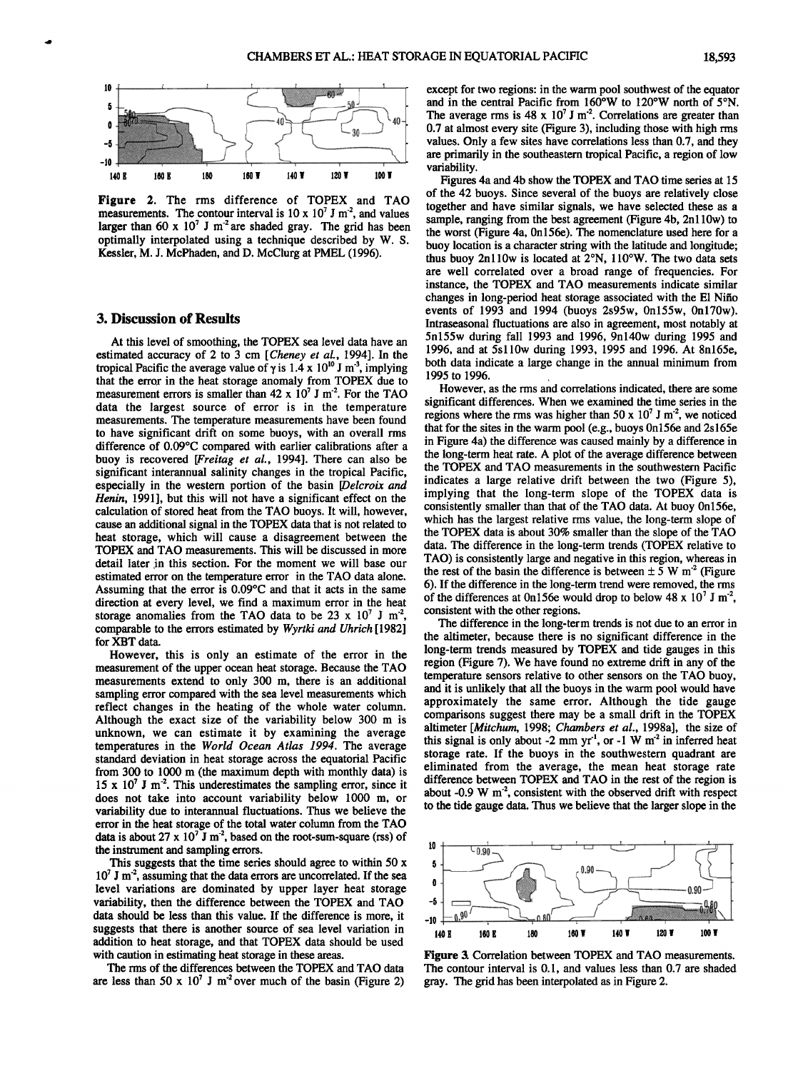**Figure 2.** The rms difference of TOPEX and TAO measurements. The contour interval is 10 x $10^7$ J $m^{-2}$, and values larger than 60 x $10^7$ J $m^{-2}$ are shaded gray. The grid has been optimally interpolated using a technique described by W. S. Kessler, M. J. McPhaden, and D. McClurg at PMEL (1996).

## 3. Discussion of Results

At this level of smoothing, the TOPEX sea level data have an estimated accuracy of 2 to 3 cm [*Cheney et al.*, 1994]. In the tropical Pacific the average value of $\gamma$ is 1.4 x $10^{10}$ J $m^{-3}$, implying that the error in the heat storage anomaly from TOPEX due to measurement errors is smaller than 42 x $10^7$ J $m^{-2}$. For the TAO data the largest source of error is in the temperature measurements. The temperature measurements have been found to have significant drift on some buoys, with an overall rms difference of 0.09°C compared with earlier calibrations after a buoy is recovered [*Freitag et al.*, 1994]. There can also be significant interannual salinity changes in the tropical Pacific, especially in the western portion of the basin [*Delcroix and Henin*, 1991], but this will not have a significant effect on the calculation of stored heat from the TAO buoys. It will, however, cause an additional signal in the TOPEX data that is not related to heat storage, which will cause a disagreement between the TOPEX and TAO measurements. This will be discussed in more detail later in this section. For the moment we will base our estimated error on the temperature error in the TAO data alone. Assuming that the error is 0.09°C and that it acts in the same direction at every level, we find a maximum error in the heat storage anomalies from the TAO data to be 23 x $10^7$ J $m^{-2}$, comparable to the errors estimated by *Wyrtki and Uhrich* [1982] for XBT data.

However, this is only an estimate of the error in the measurement of the upper ocean heat storage. Because the TAO measurements extend to only 300 m, there is an additional sampling error compared with the sea level measurements which reflect changes in the heating of the whole water column. Although the exact size of the variability below 300 m is unknown, we can estimate it by examining the average temperatures in the *World Ocean Atlas 1994*. The average standard deviation in heat storage across the equatorial Pacific from 300 to 1000 m (the maximum depth with monthly data) is 15 x $10^7$ J $m^{-2}$. This underestimates the sampling error, since it does not take into account variability below 1000 m, or variability due to interannual fluctuations. Thus we believe the error in the heat storage of the total water column from the TAO data is about 27 x $10^7$ J $m^{-2}$, based on the root-sum-square (rss) of the instrument and sampling errors.

This suggests that the time series should agree to within 50 x $10^7$ J $m^{-2}$, assuming that the data errors are uncorrelated. If the sea level variations are dominated by upper layer heat storage variability, then the difference between the TOPEX and TAO data should be less than this value. If the difference is more, it suggests that there is another source of sea level variation in addition to heat storage, and that TOPEX data should be used with caution in estimating heat storage in these areas.

The rms of the differences between the TOPEX and TAO data are less than 50 x $10^7$ J $m^{-2}$ over much of the basin (Figure 2) except for two regions: in the warm pool southwest of the equator and in the central Pacific from 160°W to 120°W north of 5°N. The average rms is 48 x $10^7$ J $m^{-2}$. Correlations are greater than 0.7 at almost every site (Figure 3), including those with high rms values. Only a few sites have correlations less than 0.7, and they are primarily in the southeastern tropical Pacific, a region of low variability.

Figures 4a and 4b show the TOPEX and TAO time series at 15 of the 42 buoys. Since several of the buoys are relatively close together and have similar signals, we have selected these as a sample, ranging from the best agreement (Figure 4b, 2n110w) to the worst (Figure 4a, 0n156e). The nomenclature used here for a buoy location is a character string with the latitude and longitude; thus buoy 2n110w is located at 2°N, 110°W. The two data sets are well correlated over a broad range of frequencies. For instance, the TOPEX and TAO measurements indicate similar changes in long-period heat storage associated with the El Niño events of 1993 and 1994 (buoys 2s95w, 0n155w, 0n170w). Intraseasonal fluctuations are also in agreement, most notably at 5n155w during fall 1993 and 1996, 9n140w during 1995 and 1996, and at 5s110w during 1993, 1995 and 1996. At 8n165e, both data indicate a large change in the annual minimum from 1995 to 1996.

However, as the rms and correlations indicated, there are some significant differences. When we examined the time series in the regions where the rms was higher than 50 x $10^7$ J $m^{-2}$, we noticed that for the sites in the warm pool (e.g., buoys 0n156e and 2s165e in Figure 4a) the difference was caused mainly by a difference in the long-term heat rate. A plot of the average difference between the TOPEX and TAO measurements in the southwestern Pacific indicates a large relative drift between the two (Figure 5), implying that the long-term slope of the TOPEX data is consistently smaller than that of the TAO data. At buoy 0n156e, which has the largest relative rms value, the long-term slope of the TOPEX data is about 30% smaller than the slope of the TAO data. The difference in the long-term trends (TOPEX relative to TAO) is consistently large and negative in this region, whereas in the rest of the basin the difference is between ± 5 W $m^{-2}$ (Figure 6). If the difference in the long-term trend were removed, the rms of the differences at 0n156e would drop to below 48 x $10^7$ J $m^{-2}$, consistent with the other regions.

The difference in the long-term trends is not due to an error in the altimeter, because there is no significant difference in the long-term trends measured by TOPEX and tide gauges in this region (Figure 7). We have found no extreme drift in any of the temperature sensors relative to other sensors on the TAO buoy, and it is unlikely that all the buoys in the warm pool would have approximately the same error. Although the tide gauge comparisons suggest there may be a small drift in the TOPEX altimeter [*Mitchum*, 1998; *Chambers et al.*, 1998a], the size of this signal is only about -2 mm $yr^{-1}$, or -1 W $m^{-2}$ in inferred heat storage rate. If the buoys in the southwestern quadrant are eliminated from the average, the mean heat storage rate difference between TOPEX and TAO in the rest of the region is about -0.9 W $m^{-2}$, consistent with the observed drift with respect to the tide gauge data. Thus we believe that the larger slope in the

**Figure 3.** Correlation between TOPEX and TAO measurements. The contour interval is 0.1, and values less than 0.7 are shaded gray. The grid has been interpolated as in Figure 2.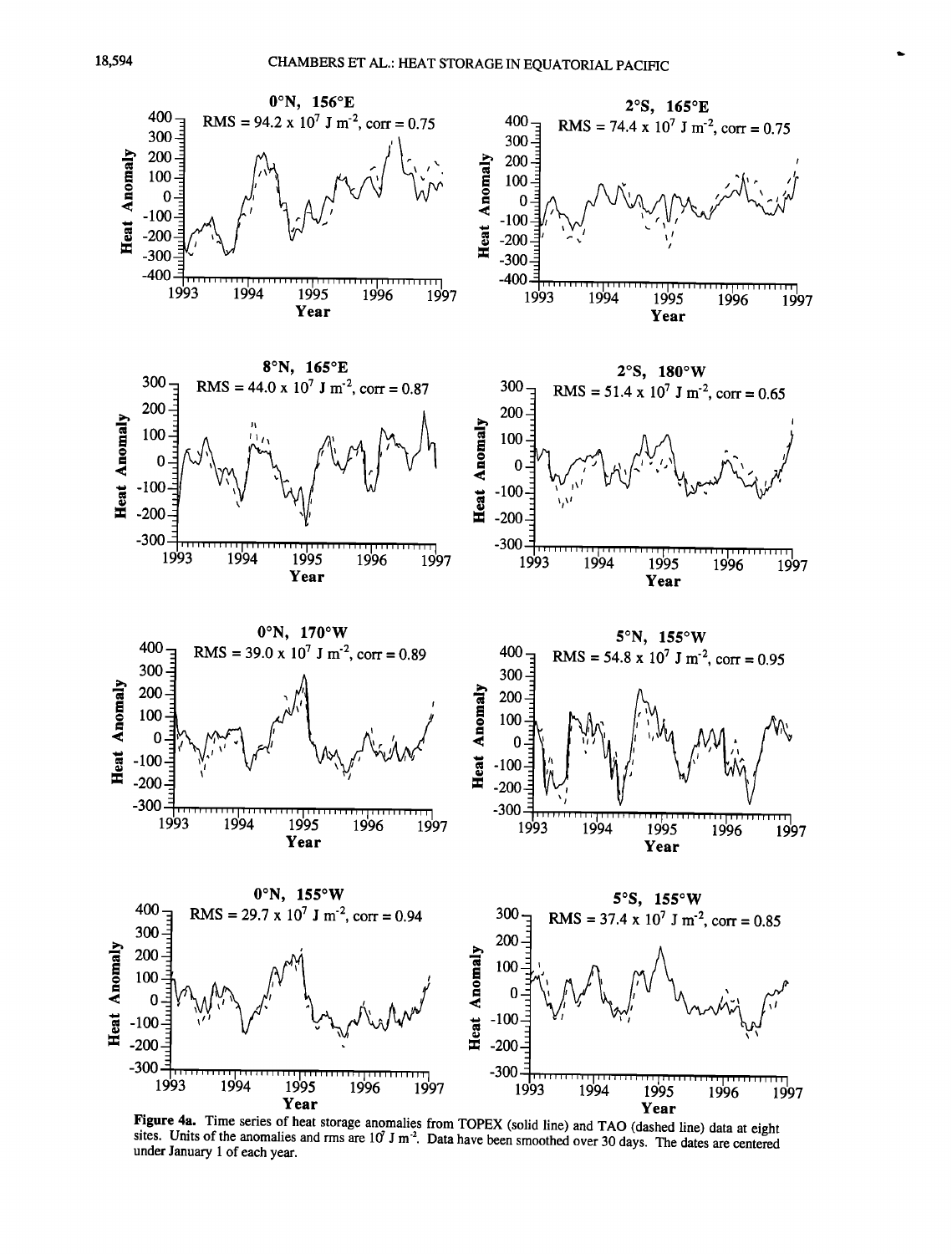Figure 4a. Time series of heat storage anomalies from TOPEX (solid line) and TAO (dashed line) data at eight sites. Units of the anomalies and rms are $10^7$ J m$^{-2}$. Data have been smoothed over 30 days. The dates are centered under January 1 of each year.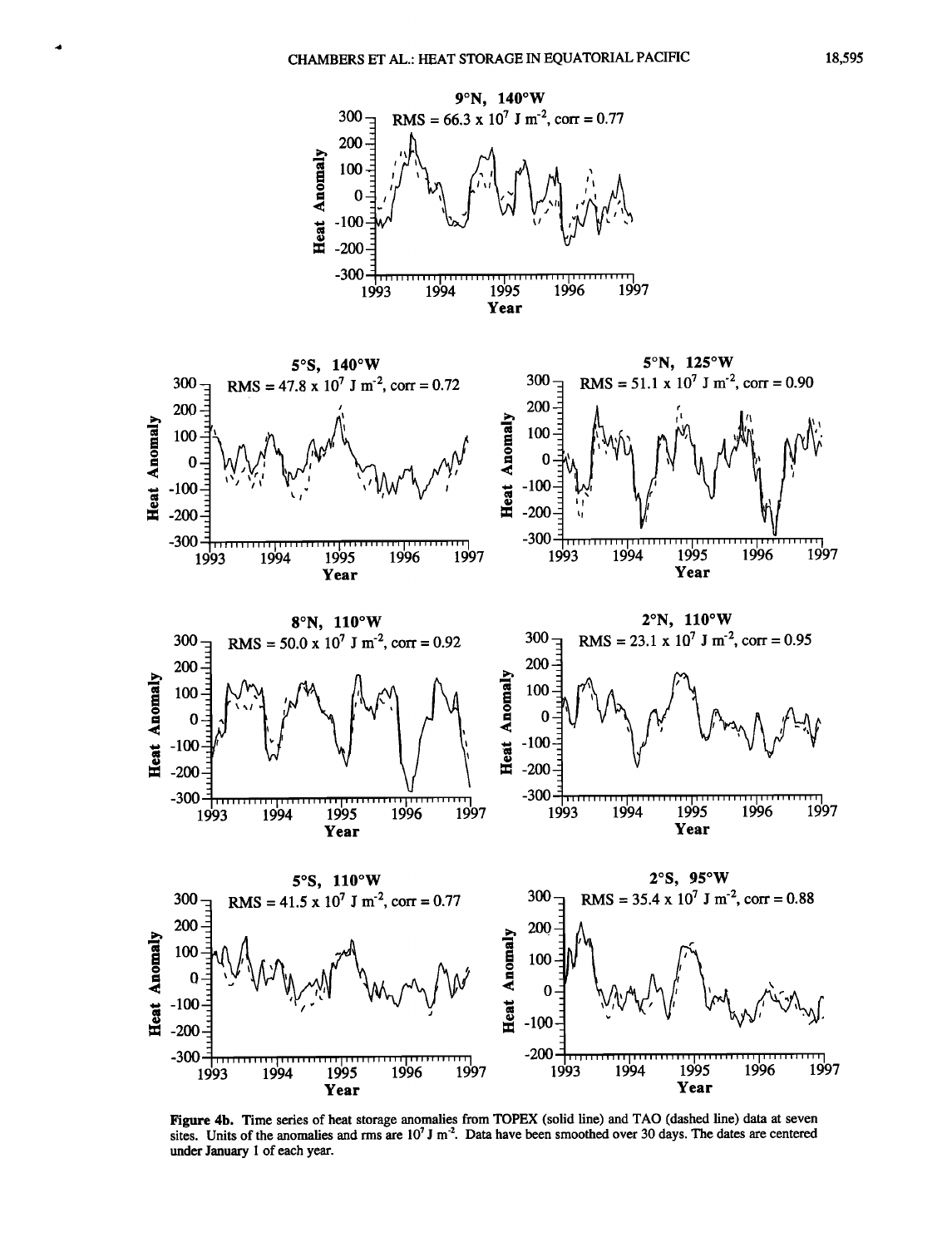**Figure 4b.** Time series of heat storage anomalies from TOPEX (solid line) and TAO (dashed line) data at seven sites. Units of the anomalies and rms are $10^7$ J m$^{-2}$. Data have been smoothed over 30 days. The dates are centered under January 1 of each year.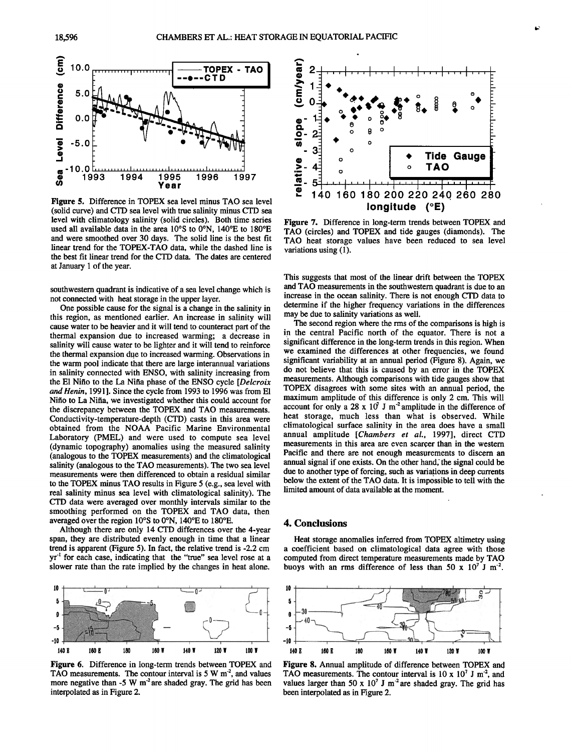Figure 5. Difference in TOPEX sea level minus TAO sea level (solid curve) and CTD sea level with true salinity minus CTD sea level with climatology salinity (solid circles). Both time series used all available data in the area 10°S to 0°N, 140°E to 180°E and were smoothed over 30 days. The solid line is the best fit linear trend for the TOPEX-TAO data, while the dashed line is the best fit linear trend for the CTD data. The dates are centered at January 1 of the year.

southwestern quadrant is indicative of a sea level change which is not connected with heat storage in the upper layer.

One possible cause for the signal is a change in the salinity in this region, as mentioned earlier. An increase in salinity will cause water to be heavier and it will tend to counteract part of the thermal expansion due to increased warming; a decrease in salinity will cause water to be lighter and it will tend to reinforce the thermal expansion due to increased warming. Observations in the warm pool indicate that there are large interannual variations in salinity connected with ENSO, with salinity increasing from the El Niño to the La Niña phase of the ENSO cycle [*Delcroix and Henin*, 1991]. Since the cycle from 1993 to 1996 was from El Niño to La Niña, we investigated whether this could account for the discrepancy between the TOPEX and TAO measurements. Conductivity-temperature-depth (CTD) casts in this area were obtained from the NOAA Pacific Marine Environmental Laboratory (PMEL) and were used to compute sea level (dynamic topography) anomalies using the measured salinity (analogous to the TOPEX measurements) and the climatological salinity (analogous to the TAO measurements). The two sea level measurements were then differenced to obtain a residual similar to the TOPEX minus TAO results in Figure 5 (e.g., sea level with real salinity minus sea level with climatological salinity). The CTD data were averaged over monthly intervals similar to the smoothing performed on the TOPEX and TAO data, then averaged over the region 10°S to 0°N, 140°E to 180°E.

Although there are only 14 CTD differences over the 4-year span, they are distributed evenly enough in time that a linear trend is apparent (Figure 5). In fact, the relative trend is -2.2 cm $yr^{-1}$ for each case, indicating that the "true" sea level rose at a slower rate than the rate implied by the changes in heat alone.

Figure 7. Difference in long-term trends between TOPEX and TAO (circles) and TOPEX and tide gauges (diamonds). The TAO heat storage values have been reduced to sea level variations using (1).

This suggests that most of the linear drift between the TOPEX and TAO measurements in the southwestern quadrant is due to an increase in the ocean salinity. There is not enough CTD data to determine if the higher frequency variations in the differences may be due to salinity variations as well.

The second region where the rms of the comparisons is high is in the central Pacific north of the equator. There is not a significant difference in the long-term trends in this region. When we examined the differences at other frequencies, we found significant variability at an annual period (Figure 8). Again, we do not believe that this is caused by an error in the TOPEX measurements. Although comparisons with tide gauges show that TOPEX disagrees with some sites with an annual period, the maximum amplitude of this difference is only 2 cm. This will account for only a 28 x $10^7$ J $m^{-2}$ amplitude in the difference of heat storage, much less than what is observed. While climatological surface salinity in the area does have a small annual amplitude [*Chambers et al.*, 1997], direct CTD measurements in this area are even scarcer than in the western Pacific and there are not enough measurements to discern an annual signal if one exists. On the other hand, the signal could be due to another type of forcing, such as variations in deep currents below the extent of the TAO data. It is impossible to tell with the limited amount of data available at the moment.

## 4. Conclusions

Heat storage anomalies inferred from TOPEX altimetry using a coefficient based on climatological data agree with those computed from direct temperature measurements made by TAO buoys with an rms difference of less than 50 x $10^7$ J $m^{-2}$.

Figure 6. Difference in long-term trends between TOPEX and TAO measurements. The contour interval is 5 W $m^{-2}$, and values more negative than -5 W $m^{-2}$ are shaded gray. The grid has been interpolated as in Figure 2.

Figure 8. Annual amplitude of difference between TOPEX and TAO measurements. The contour interval is 10 x $10^7$ J $m^{-2}$, and values larger than 50 x $10^7$ J $m^{-2}$ are shaded gray. The grid has been interpolated as in Figure 2.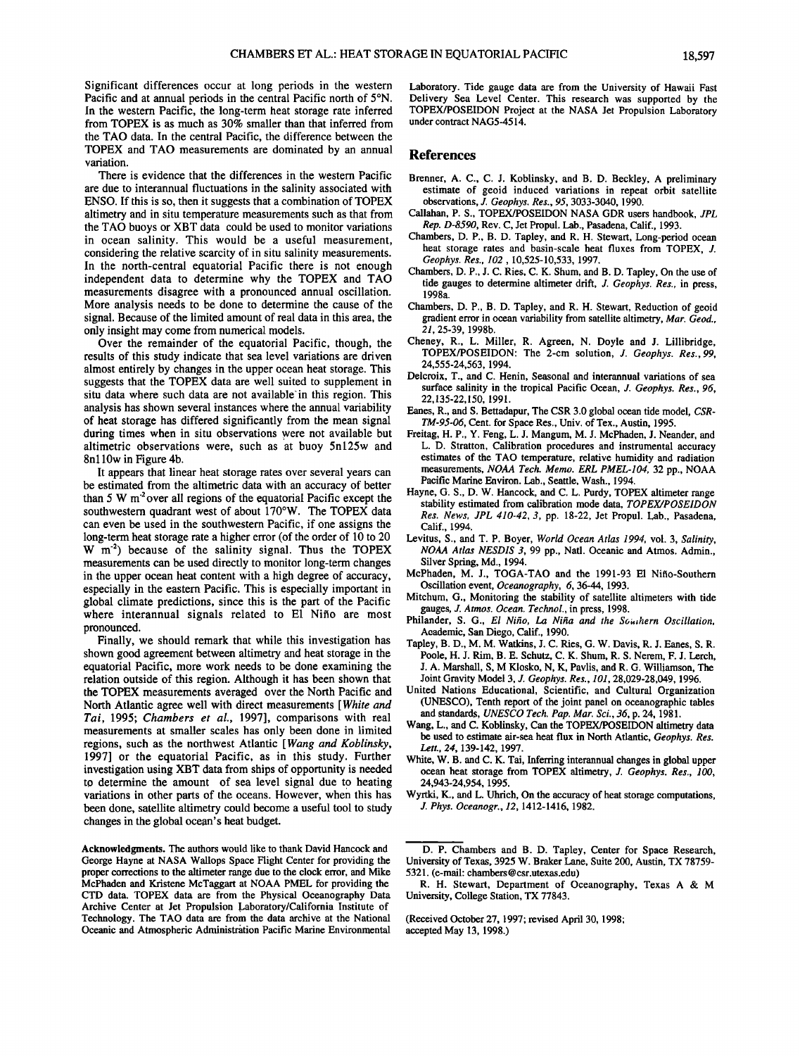Significant differences occur at long periods in the western Pacific and at annual periods in the central Pacific north of 5°N. In the western Pacific, the long-term heat storage rate inferred from TOPEX is as much as 30% smaller than that inferred from the TAO data. In the central Pacific, the difference between the TOPEX and TAO measurements are dominated by an annual variation.

There is evidence that the differences in the western Pacific are due to interannual fluctuations in the salinity associated with ENSO. If this is so, then it suggests that a combination of TOPEX altimetry and in situ temperature measurements such as that from the TAO buoys or XBT data could be used to monitor variations in ocean salinity. This would be a useful measurement, considering the relative scarcity of in situ salinity measurements. In the north-central equatorial Pacific there is not enough independent data to determine why the TOPEX and TAO measurements disagree with a pronounced annual oscillation. More analysis needs to be done to determine the cause of the signal. Because of the limited amount of real data in this area, the only insight may come from numerical models.

Over the remainder of the equatorial Pacific, though, the results of this study indicate that sea level variations are driven almost entirely by changes in the upper ocean heat storage. This suggests that the TOPEX data are well suited to supplement in situ data where such data are not available in this region. This analysis has shown several instances where the annual variability of heat storage has differed significantly from the mean signal during times when in situ observations were not available but altimetric observations were, such as at buoy 5n125w and 8n110w in Figure 4b.

It appears that linear heat storage rates over several years can be estimated from the altimetric data with an accuracy of better than 5 W m$^{-2}$ over all regions of the equatorial Pacific except the southwestern quadrant west of about 170°W. The TOPEX data can even be used in the southwestern Pacific, if one assigns the long-term heat storage rate a higher error (of the order of 10 to 20 W m$^{-2}$) because of the salinity signal. Thus the TOPEX measurements can be used directly to monitor long-term changes in the upper ocean heat content with a high degree of accuracy, especially in the eastern Pacific. This is especially important in global climate predictions, since this is the part of the Pacific where interannual signals related to El Niño are most pronounced.

Finally, we should remark that while this investigation has shown good agreement between altimetry and heat storage in the equatorial Pacific, more work needs to be done examining the relation outside of this region. Although it has been shown that the TOPEX measurements averaged over the North Pacific and North Atlantic agree well with direct measurements [*White and Tai*, 1995; *Chambers et al.*, 1997], comparisons with real measurements at smaller scales has only been done in limited regions, such as the northwest Atlantic [*Wang and Koblinsky*, 1997] or the equatorial Pacific, as in this study. Further investigation using XBT data from ships of opportunity is needed to determine the amount of sea level signal due to heating variations in other parts of the oceans. However, when this has been done, satellite altimetry could become a useful tool to study changes in the global ocean's heat budget.

**Acknowledgments.** The authors would like to thank David Hancock and George Hayne at NASA Wallops Space Flight Center for providing the proper corrections to the altimeter range due to the clock error, and Mike McPhaden and Kristene McTaggart at NOAA PMEL for providing the CTD data. TOPEX data are from the Physical Oceanography Data Archive Center at Jet Propulsion Laboratory/California Institute of Technology. The TAO data are from the data archive at the National Oceanic and Atmospheric Administration Pacific Marine Environmental Laboratory. Tide gauge data are from the University of Hawaii Fast Delivery Sea Level Center. This research was supported by the TOPEX/POSEIDON Project at the NASA Jet Propulsion Laboratory under contract NAG5-4514.

## References

Brenner, A. C., C. J. Koblinsky, and B. D. Beckley, A preliminary estimate of geoid induced variations in repeat orbit satellite observations, *J. Geophys. Res.*, *95*, 3033-3040, 1990.

Callahan, P. S., TOPEX/POSEIDON NASA GDR users handbook, *JPL Rep. D-8590*, Rev. C, Jet Propul. Lab., Pasadena, Calif., 1993.

Chambers, D. P., B. D. Tapley, and R. H. Stewart, Long-period ocean heat storage rates and basin-scale heat fluxes from TOPEX, *J. Geophys. Res.*, *102*, 10,525-10,533, 1997.

Chambers, D. P., J. C. Ries, C. K. Shum, and B. D. Tapley, On the use of tide gauges to determine altimeter drift, *J. Geophys. Res.*, in press, 1998a.

Chambers, D. P., B. D. Tapley, and R. H. Stewart, Reduction of geoid gradient error in ocean variability from satellite altimetry, *Mar. Geod.*, *21*, 25-39, 1998b.

Cheney, R., L. Miller, R. Agreen, N. Doyle and J. Lillibridge, TOPEX/POSEIDON: The 2-cm solution, *J. Geophys. Res.*, *99*, 24,555-24,563, 1994.

Delcroix, T., and C. Henin, Seasonal and interannual variations of sea surface salinity in the tropical Pacific Ocean, *J. Geophys. Res.*, *96*, 22,135-22,150, 1991.

Eanes, R., and S. Bettadapur, The CSR 3.0 global ocean tide model, *CSR-TM-95-06*, Cent. for Space Res., Univ. of Tex., Austin, 1995.

Freitag, H. P., Y. Feng, L. J. Mangum, M. J. McPhaden, J. Neander, and L. D. Stratton, Calibration procedures and instrumental accuracy estimates of the TAO temperature, relative humidity and radiation measurements, *NOAA Tech. Memo. ERL PMEL-104*, 32 pp., NOAA Pacific Marine Environ. Lab., Seattle, Wash., 1994.

Hayne, G. S., D. W. Hancock, and C. L. Purdy, TOPEX altimeter range stability estimated from calibration mode data, *TOPEX/POSEIDON Res. News, JPL 410-42*, *3*, pp. 18-22, Jet Propul. Lab., Pasadena, Calif., 1994.

Levitus, S., and T. P. Boyer, *World Ocean Atlas 1994*, vol. 3, *Salinity*, *NOAA Atlas NESDIS 3*, 99 pp., Natl. Oceanic and Atmos. Admin., Silver Spring, Md., 1994.

McPhaden, M. J., TOGA-TAO and the 1991-93 El Niño-Southern Oscillation event, *Oceanography*, *6*, 36-44, 1993.

Mitchum, G., Monitoring the stability of satellite altimeters with tide gauges, *J. Atmos. Ocean. Technol.*, in press, 1998.

Philander, S. G., *El Niño, La Niña and the Southern Oscillation*, Academic, San Diego, Calif., 1990.

Tapley, B. D., M. M. Watkins, J. C. Ries, G. W. Davis, R. J. Eanes, S. R. Poole, H. J. Rim, B. E. Schutz, C. K. Shum, R. S. Nerem, F. J. Lerch, J. A. Marshall, S, M Klosko, N, K, Pavlis, and R. G. Williamson, The Joint Gravity Model 3, *J. Geophys. Res.*, *101*, 28,029-28,049, 1996.

United Nations Educational, Scientific, and Cultural Organization (UNESCO), Tenth report of the joint panel on oceanographic tables and standards, *UNESCO Tech. Pap. Mar. Sci.*, *36*, p. 24, 1981.

Wang, L., and C. Koblinsky, Can the TOPEX/POSEIDON altimetry data be used to estimate air-sea heat flux in North Atlantic, *Geophys. Res. Lett.*, *24*, 139-142, 1997.

White, W. B. and C. K. Tai, Inferring interannual changes in global upper ocean heat storage from TOPEX altimetry, *J. Geophys. Res.*, *100*, 24,943-24,954, 1995.

Wyrtki, K., and L. Uhrich, On the accuracy of heat storage computations, *J. Phys. Oceanogr.*, *12*, 1412-1416, 1982.

---

D. P. Chambers and B. D. Tapley, Center for Space Research, University of Texas, 3925 W. Braker Lane, Suite 200, Austin, TX 78759-5321. (e-mail: chambers@csr.utexas.edu)

R. H. Stewart, Department of Oceanography, Texas A & M University, College Station, TX 77843.

(Received October 27, 1997; revised April 30, 1998; accepted May 13, 1998.)